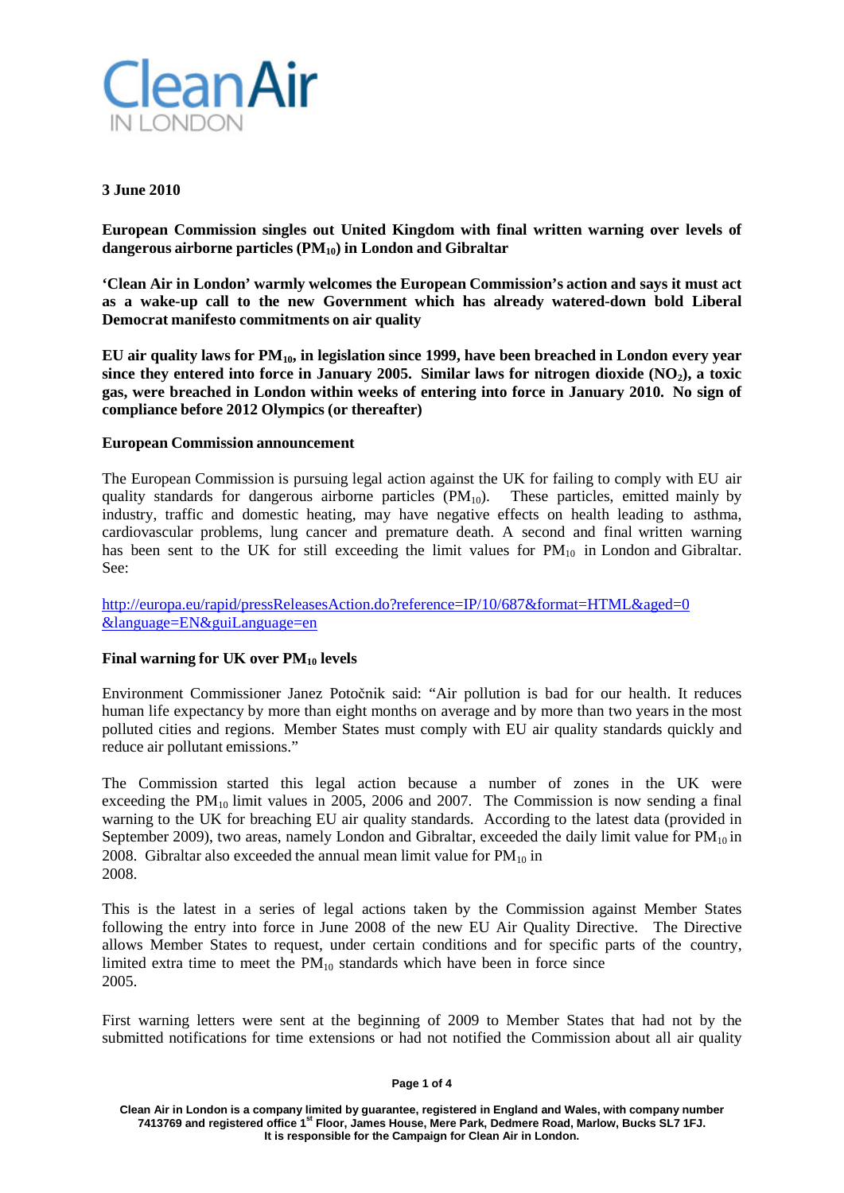**3 June 2010**

**European Commission singles out United Kingdom with final written warning over levels of dangerous airborne particles ($PM_{10}$) in London and Gibraltar**

**'Clean Air in London' warmly welcomes the European Commission's action and says it must act as a wake-up call to the new Government which has already watered-down bold Liberal Democrat manifesto commitments on air quality**

**EU air quality laws for $PM_{10}$, in legislation since 1999, have been breached in London every year since they entered into force in January 2005. Similar laws for nitrogen dioxide ($NO_2$), a toxic gas, were breached in London within weeks of entering into force in January 2010. No sign of compliance before 2012 Olympics (or thereafter)**

## European Commission announcement

The European Commission is pursuing legal action against the UK for failing to comply with EU air quality standards for dangerous airborne particles ($PM_{10}$). These particles, emitted mainly by industry, traffic and domestic heating, may have negative effects on health leading to asthma, cardiovascular problems, lung cancer and premature death. A second and final written warning has been sent to the UK for still exceeding the limit values for $PM_{10}$ in London and Gibraltar. See:

http://europa.eu/rapid/pressReleasesAction.do?reference=IP/10/687&format=HTML&aged=0&language=EN&guiLanguage=en

## Final warning for UK over $PM_{10}$ levels

Environment Commissioner Janez Potočnik said: "Air pollution is bad for our health. It reduces human life expectancy by more than eight months on average and by more than two years in the most polluted cities and regions. Member States must comply with EU air quality standards quickly and reduce air pollutant emissions."

The Commission started this legal action because a number of zones in the UK were exceeding the $PM_{10}$ limit values in 2005, 2006 and 2007. The Commission is now sending a final warning to the UK for breaching EU air quality standards. According to the latest data (provided in September 2009), two areas, namely London and Gibraltar, exceeded the daily limit value for $PM_{10}$ in 2008. Gibraltar also exceeded the annual mean limit value for $PM_{10}$ in 2008.

This is the latest in a series of legal actions taken by the Commission against Member States following the entry into force in June 2008 of the new EU Air Quality Directive. The Directive allows Member States to request, under certain conditions and for specific parts of the country, limited extra time to meet the $PM_{10}$ standards which have been in force since 2005.

First warning letters were sent at the beginning of 2009 to Member States that had not by the submitted notifications for time extensions or had not notified the Commission about all air quality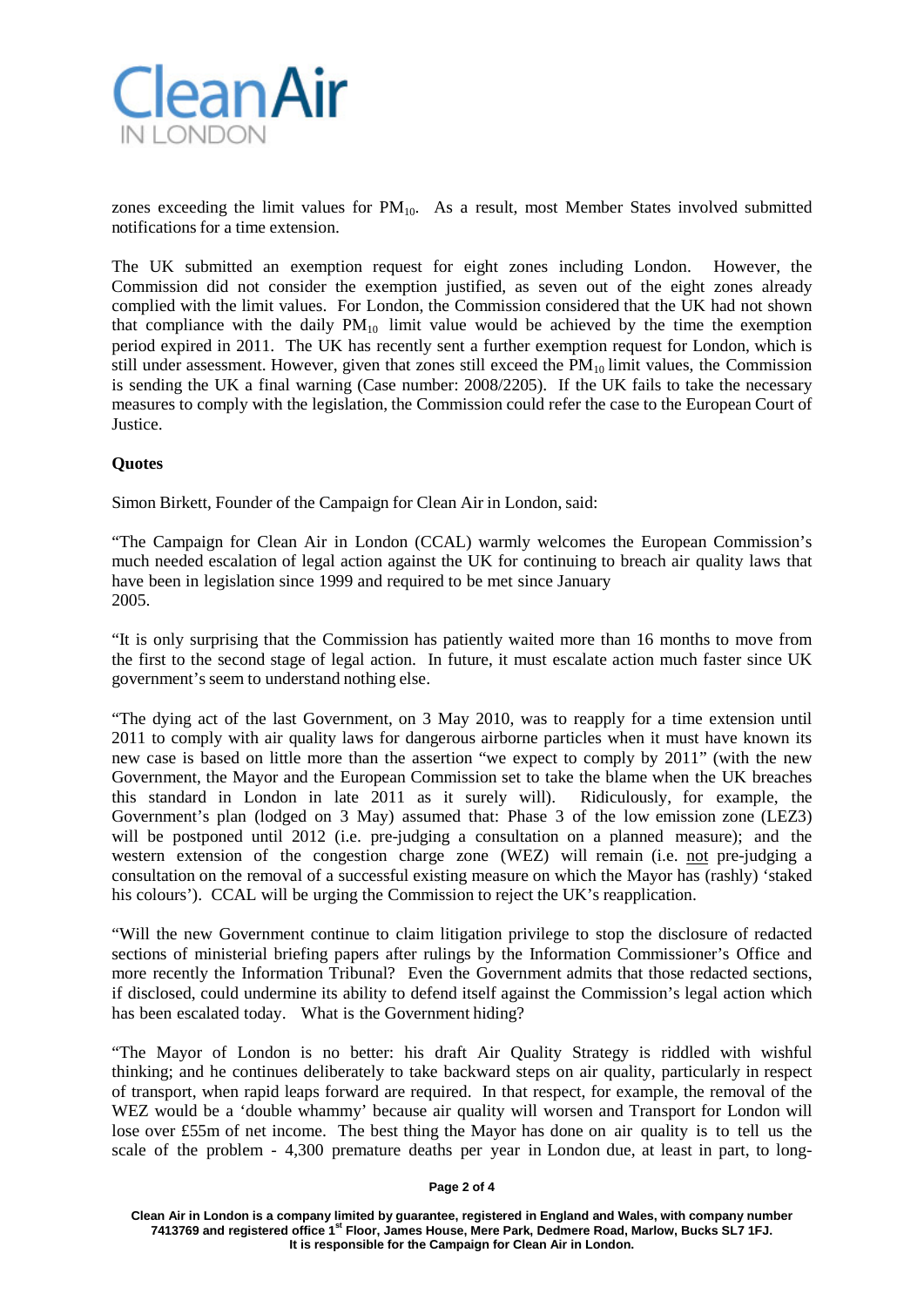zones exceeding the limit values for $PM_{10}$. As a result, most Member States involved submitted notifications for a time extension.

The UK submitted an exemption request for eight zones including London. However, the Commission did not consider the exemption justified, as seven out of the eight zones already complied with the limit values. For London, the Commission considered that the UK had not shown that compliance with the daily $PM_{10}$ limit value would be achieved by the time the exemption period expired in 2011. The UK has recently sent a further exemption request for London, which is still under assessment. However, given that zones still exceed the $PM_{10}$ limit values, the Commission is sending the UK a final warning (Case number: 2008/2205). If the UK fails to take the necessary measures to comply with the legislation, the Commission could refer the case to the European Court of Justice.

**Quotes**

Simon Birkett, Founder of the Campaign for Clean Air in London, said:

"The Campaign for Clean Air in London (CCAL) warmly welcomes the European Commission's much needed escalation of legal action against the UK for continuing to breach air quality laws that have been in legislation since 1999 and required to be met since January 2005.

"It is only surprising that the Commission has patiently waited more than 16 months to move from the first to the second stage of legal action. In future, it must escalate action much faster since UK government's seem to understand nothing else.

"The dying act of the last Government, on 3 May 2010, was to reapply for a time extension until 2011 to comply with air quality laws for dangerous airborne particles when it must have known its new case is based on little more than the assertion "we expect to comply by 2011" (with the new Government, the Mayor and the European Commission set to take the blame when the UK breaches this standard in London in late 2011 as it surely will). Ridiculously, for example, the Government's plan (lodged on 3 May) assumed that: Phase 3 of the low emission zone (LEZ3) will be postponed until 2012 (i.e. pre-judging a consultation on a planned measure); and the western extension of the congestion charge zone (WEZ) will remain (i.e. not pre-judging a consultation on the removal of a successful existing measure on which the Mayor has (rashly) 'staked his colours'). CCAL will be urging the Commission to reject the UK's reapplication.

"Will the new Government continue to claim litigation privilege to stop the disclosure of redacted sections of ministerial briefing papers after rulings by the Information Commissioner's Office and more recently the Information Tribunal? Even the Government admits that those redacted sections, if disclosed, could undermine its ability to defend itself against the Commission's legal action which has been escalated today. What is the Government hiding?

"The Mayor of London is no better: his draft Air Quality Strategy is riddled with wishful thinking; and he continues deliberately to take backward steps on air quality, particularly in respect of transport, when rapid leaps forward are required. In that respect, for example, the removal of the WEZ would be a 'double whammy' because air quality will worsen and Transport for London will lose over £55m of net income. The best thing the Mayor has done on air quality is to tell us the scale of the problem - 4,300 premature deaths per year in London due, at least in part, to long-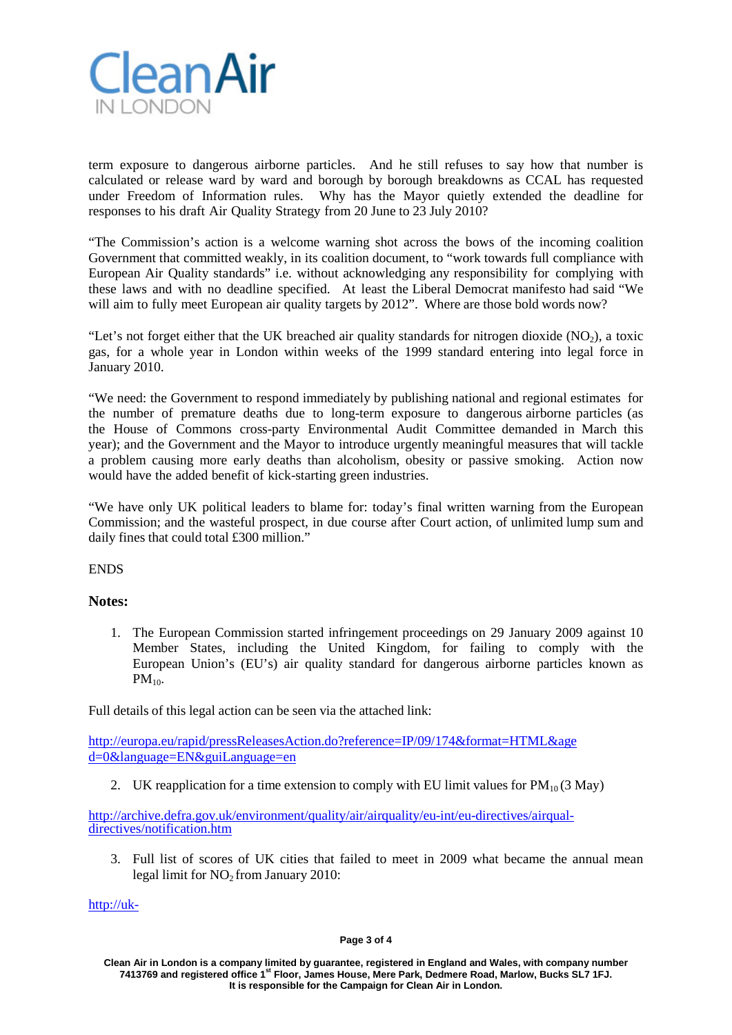term exposure to dangerous airborne particles. And he still refuses to say how that number is calculated or release ward by ward and borough by borough breakdowns as CCAL has requested under Freedom of Information rules. Why has the Mayor quietly extended the deadline for responses to his draft Air Quality Strategy from 20 June to 23 July 2010?

"The Commission's action is a welcome warning shot across the bows of the incoming coalition Government that committed weakly, in its coalition document, to "work towards full compliance with European Air Quality standards" i.e. without acknowledging any responsibility for complying with these laws and with no deadline specified. At least the Liberal Democrat manifesto had said "We will aim to fully meet European air quality targets by 2012". Where are those bold words now?

"Let's not forget either that the UK breached air quality standards for nitrogen dioxide ($NO_2$), a toxic gas, for a whole year in London within weeks of the 1999 standard entering into legal force in January 2010.

"We need: the Government to respond immediately by publishing national and regional estimates for the number of premature deaths due to long-term exposure to dangerous airborne particles (as the House of Commons cross-party Environmental Audit Committee demanded in March this year); and the Government and the Mayor to introduce urgently meaningful measures that will tackle a problem causing more early deaths than alcoholism, obesity or passive smoking. Action now would have the added benefit of kick-starting green industries.

"We have only UK political leaders to blame for: today's final written warning from the European Commission; and the wasteful prospect, in due course after Court action, of unlimited lump sum and daily fines that could total £300 million."

ENDS

**Notes:**

1. The European Commission started infringement proceedings on 29 January 2009 against 10 Member States, including the United Kingdom, for failing to comply with the European Union's (EU's) air quality standard for dangerous airborne particles known as $PM_{10}$.

Full details of this legal action can be seen via the attached link:

http://europa.eu/rapid/pressReleasesAction.do?reference=IP/09/174&format=HTML&aged=0&language=EN&guiLanguage=en

2. UK reapplication for a time extension to comply with EU limit values for $PM_{10}$ (3 May)

http://archive.defra.gov.uk/environment/quality/air/airquality/eu-int/eu-directives/airqual-directives/notification.htm

3. Full list of scores of UK cities that failed to meet in 2009 what became the annual mean legal limit for $NO_2$ from January 2010:

http://uk-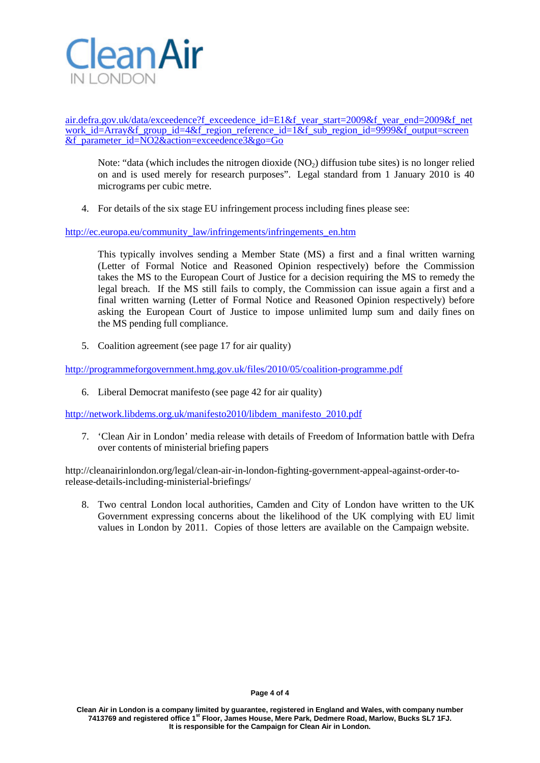air.defra.gov.uk/data/exceedence?f_exceedence_id=E1&f_year_start=2009&f_year_end=2009&f_network_id=Array&f_group_id=4&f_region_reference_id=1&f_sub_region_id=9999&f_output=screen&f_parameter_id=NO2&action=exceedence3&go=Go

> Note: "data (which includes the nitrogen dioxide ($NO_2$) diffusion tube sites) is no longer relied on and is used merely for research purposes". Legal standard from 1 January 2010 is 40 micrograms per cubic metre.

4. For details of the six stage EU infringement process including fines please see:

http://ec.europa.eu/community_law/infringements/infringements_en.htm

> This typically involves sending a Member State (MS) a first and a final written warning (Letter of Formal Notice and Reasoned Opinion respectively) before the Commission takes the MS to the European Court of Justice for a decision requiring the MS to remedy the legal breach. If the MS still fails to comply, the Commission can issue again a first and a final written warning (Letter of Formal Notice and Reasoned Opinion respectively) before asking the European Court of Justice to impose unlimited lump sum and daily fines on the MS pending full compliance.

5. Coalition agreement (see page 17 for air quality)

http://programmeforgovernment.hmg.gov.uk/files/2010/05/coalition-programme.pdf

6. Liberal Democrat manifesto (see page 42 for air quality)

http://network.libdems.org.uk/manifesto2010/libdem_manifesto_2010.pdf

7. 'Clean Air in London' media release with details of Freedom of Information battle with Defra over contents of ministerial briefing papers

http://cleanairinlondon.org/legal/clean-air-in-london-fighting-government-appeal-against-order-to-release-details-including-ministerial-briefings/

8. Two central London local authorities, Camden and City of London have written to the UK Government expressing concerns about the likelihood of the UK complying with EU limit values in London by 2011. Copies of those letters are available on the Campaign website.

**Clean Air in London is a company limited by guarantee, registered in England and Wales, with company number 7413769 and registered office 1st Floor, James House, Mere Park, Dedmere Road, Marlow, Bucks SL7 1FJ. It is responsible for the Campaign for Clean Air in London.**